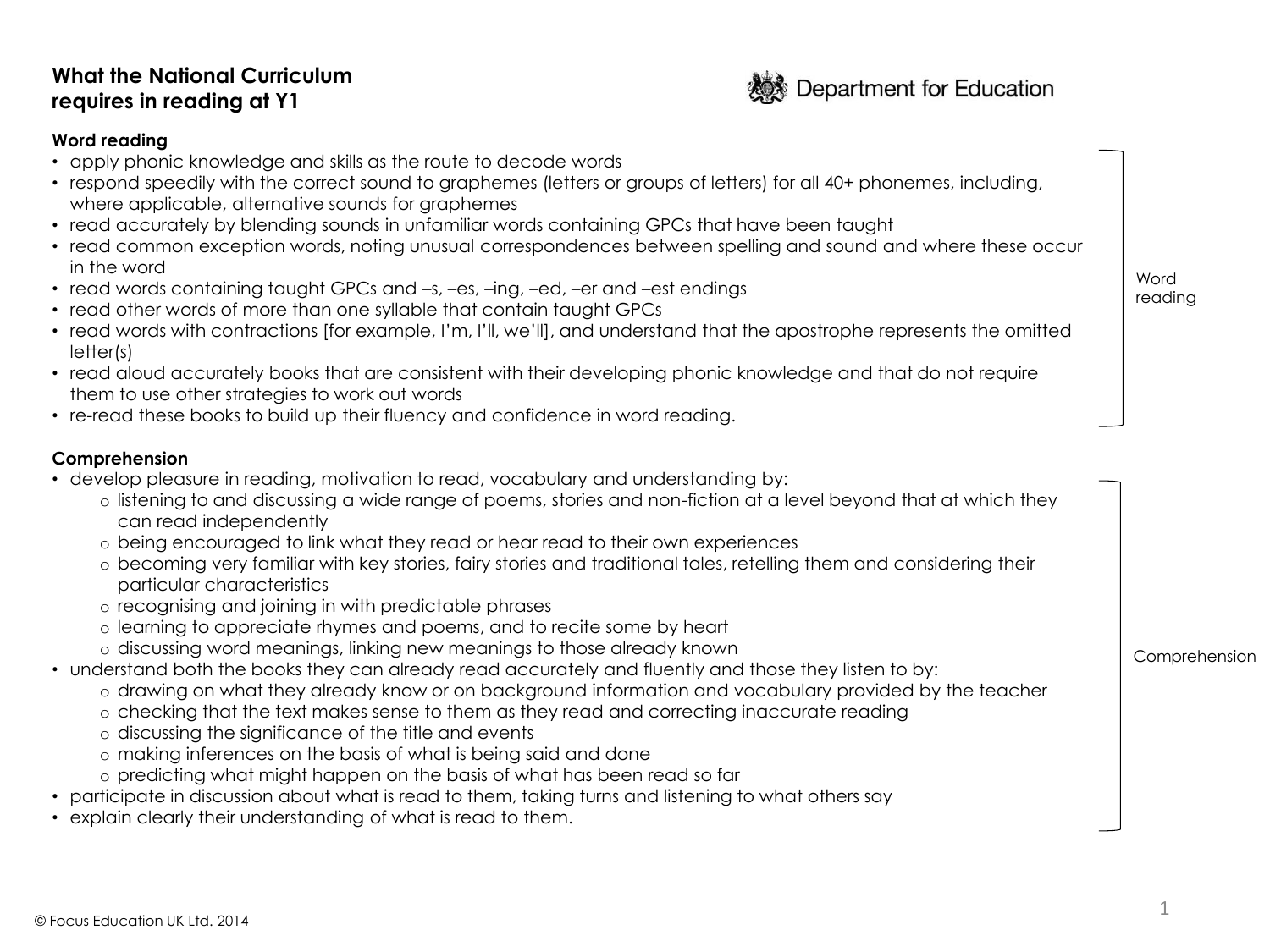# What the National Curriculum requires in reading at Y1

Department for Education

## Word reading

- apply phonic knowledge and skills as the route to decode words
- respond speedily with the correct sound to graphemes (letters or groups of letters) for all 40+ phonemes, including, where applicable, alternative sounds for graphemes
- read accurately by blending sounds in unfamiliar words containing GPCs that have been taught
- read common exception words, noting unusual correspondences between spelling and sound and where these occur in the word
- read words containing taught GPCs and –s, –es, –ing, –ed, –er and –est endings
- read other words of more than one syllable that contain taught GPCs
- read words with contractions [for example, I'm, I'll, we'll], and understand that the apostrophe represents the omitted letter(s)
- read aloud accurately books that are consistent with their developing phonic knowledge and that do not require them to use other strategies to work out words
- re-read these books to build up their fluency and confidence in word reading.

Word reading

## Comprehension

- develop pleasure in reading, motivation to read, vocabulary and understanding by:
  - listening to and discussing a wide range of poems, stories and non-fiction at a level beyond that at which they can read independently
  - being encouraged to link what they read or hear read to their own experiences
  - becoming very familiar with key stories, fairy stories and traditional tales, retelling them and considering their particular characteristics
  - recognising and joining in with predictable phrases
  - learning to appreciate rhymes and poems, and to recite some by heart
  - discussing word meanings, linking new meanings to those already known
- understand both the books they can already read accurately and fluently and those they listen to by:
  - drawing on what they already know or on background information and vocabulary provided by the teacher
  - checking that the text makes sense to them as they read and correcting inaccurate reading
  - discussing the significance of the title and events
  - making inferences on the basis of what is being said and done
  - predicting what might happen on the basis of what has been read so far
- participate in discussion about what is read to them, taking turns and listening to what others say
- explain clearly their understanding of what is read to them.

Comprehension

© Focus Education UK Ltd. 2014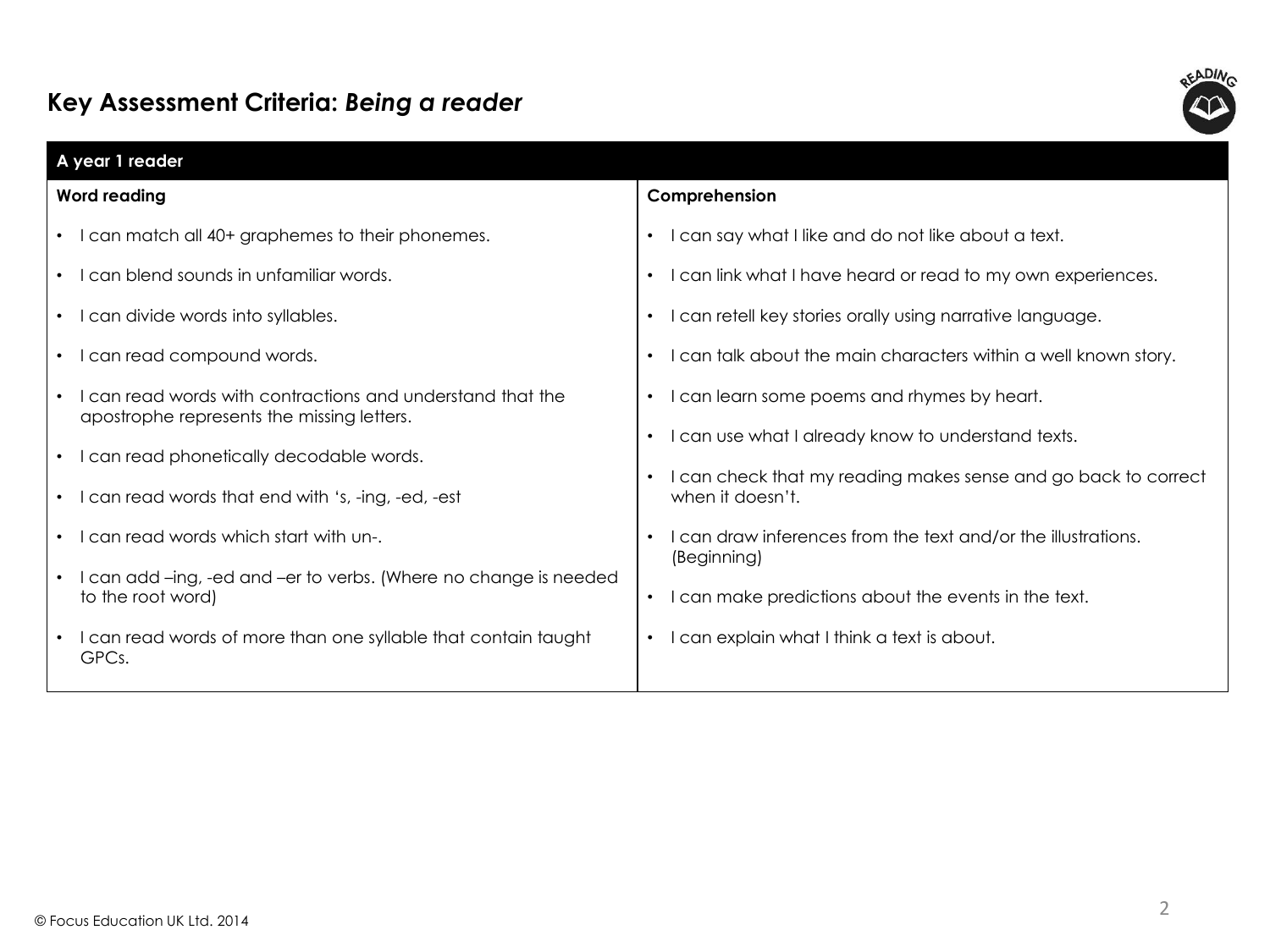# Key Assessment Criteria: *Being a reader*

| A year 1 reader | |
|---|---|
| **Word reading** | **Comprehension** |
| • I can match all 40+ graphemes to their phonemes.<br>• I can blend sounds in unfamiliar words.<br>• I can divide words into syllables.<br>• I can read compound words.<br>• I can read words with contractions and understand that the apostrophe represents the missing letters.<br>• I can read phonetically decodable words.<br>• I can read words that end with 's, -ing, -ed, -est<br>• I can read words which start with un-.<br>• I can add –ing, -ed and –er to verbs. (Where no change is needed to the root word)<br>• I can read words of more than one syllable that contain taught GPCs. | • I can say what I like and do not like about a text.<br>• I can link what I have heard or read to my own experiences.<br>• I can retell key stories orally using narrative language.<br>• I can talk about the main characters within a well known story.<br>• I can learn some poems and rhymes by heart.<br>• I can use what I already know to understand texts.<br>• I can check that my reading makes sense and go back to correct when it doesn't.<br>• I can draw inferences from the text and/or the illustrations. (Beginning)<br>• I can make predictions about the events in the text.<br>• I can explain what I think a text is about. |

© Focus Education UK Ltd. 2014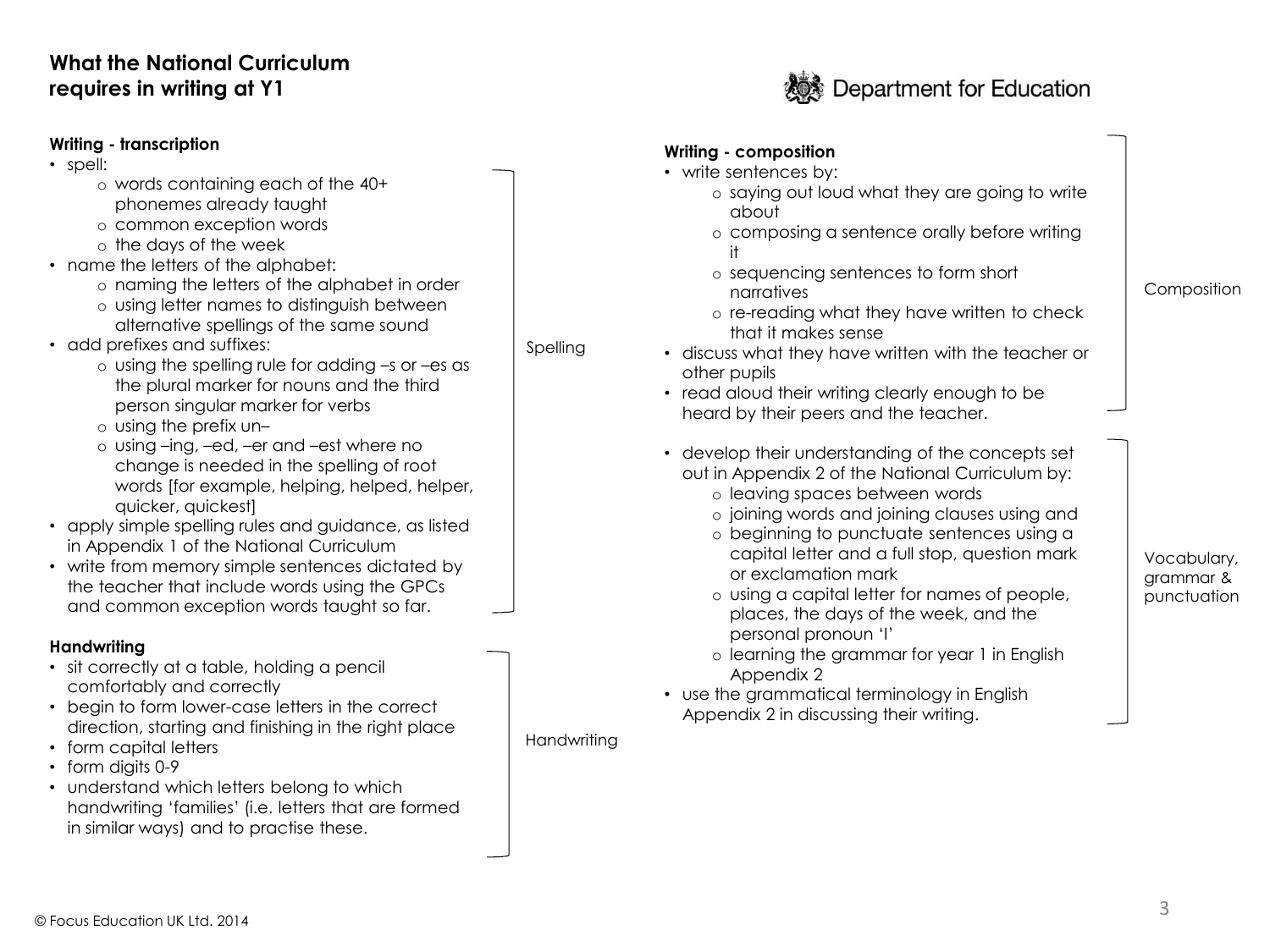## What the National Curriculum requires in writing at Y1

Department for Education

### Writing - transcription

*Spelling*

- spell:
  - words containing each of the 40+ phonemes already taught
  - common exception words
  - the days of the week
- name the letters of the alphabet:
  - naming the letters of the alphabet in order
  - using letter names to distinguish between alternative spellings of the same sound
- add prefixes and suffixes:
  - using the spelling rule for adding –s or –es as the plural marker for nouns and the third person singular marker for verbs
  - using the prefix un–
  - using –ing, –ed, –er and –est where no change is needed in the spelling of root words [for example, helping, helped, helper, quicker, quickest]
- apply simple spelling rules and guidance, as listed in Appendix 1 of the National Curriculum
- write from memory simple sentences dictated by the teacher that include words using the GPCs and common exception words taught so far.

### Handwriting

*Handwriting*

- sit correctly at a table, holding a pencil comfortably and correctly
- begin to form lower-case letters in the correct direction, starting and finishing in the right place
- form capital letters
- form digits 0-9
- understand which letters belong to which handwriting 'families' (i.e. letters that are formed in similar ways) and to practise these.

### Writing - composition

*Composition*

- write sentences by:
  - saying out loud what they are going to write about
  - composing a sentence orally before writing it
  - sequencing sentences to form short narratives
  - re-reading what they have written to check that it makes sense
- discuss what they have written with the teacher or other pupils
- read aloud their writing clearly enough to be heard by their peers and the teacher.

*Vocabulary, grammar & punctuation*

- develop their understanding of the concepts set out in Appendix 2 of the National Curriculum by:
  - leaving spaces between words
  - joining words and joining clauses using and
  - beginning to punctuate sentences using a capital letter and a full stop, question mark or exclamation mark
  - using a capital letter for names of people, places, the days of the week, and the personal pronoun 'I'
  - learning the grammar for year 1 in English Appendix 2
- use the grammatical terminology in English Appendix 2 in discussing their writing.

© Focus Education UK Ltd. 2014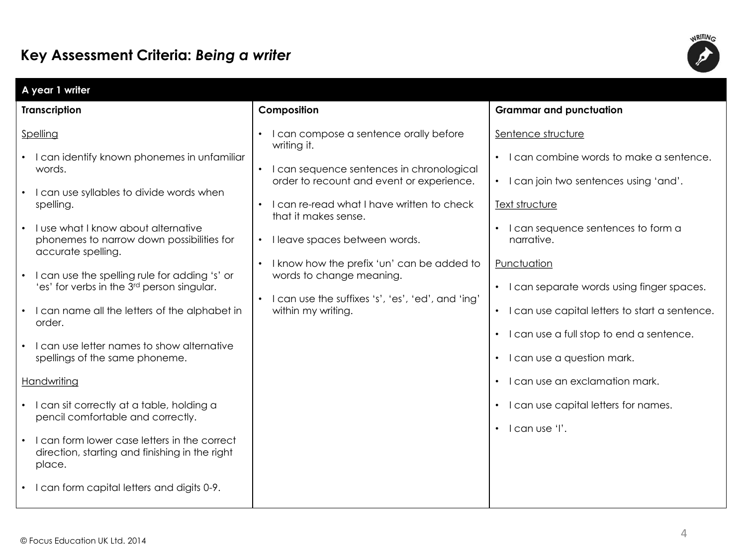# Key Assessment Criteria: *Being a writer*

## A year 1 writer

### Transcription

Spelling

- I can identify known phonemes in unfamiliar words.
- I can use syllables to divide words when spelling.
- I use what I know about alternative phonemes to narrow down possibilities for accurate spelling.
- I can use the spelling rule for adding 's' or 'es' for verbs in the 3rd person singular.
- I can name all the letters of the alphabet in order.
- I can use letter names to show alternative spellings of the same phoneme.

Handwriting

- I can sit correctly at a table, holding a pencil comfortable and correctly.
- I can form lower case letters in the correct direction, starting and finishing in the right place.
- I can form capital letters and digits 0-9.

### Composition

- I can compose a sentence orally before writing it.
- I can sequence sentences in chronological order to recount and event or experience.
- I can re-read what I have written to check that it makes sense.
- I leave spaces between words.
- I know how the prefix 'un' can be added to words to change meaning.
- I can use the suffixes 's', 'es', 'ed', and 'ing' within my writing.

### Grammar and punctuation

Sentence structure

- I can combine words to make a sentence.
- I can join two sentences using 'and'.

Text structure

- I can sequence sentences to form a narrative.

Punctuation

- I can separate words using finger spaces.
- I can use capital letters to start a sentence.
- I can use a full stop to end a sentence.
- I can use a question mark.
- I can use an exclamation mark.
- I can use capital letters for names.
- I can use 'I'.

© Focus Education UK Ltd. 2014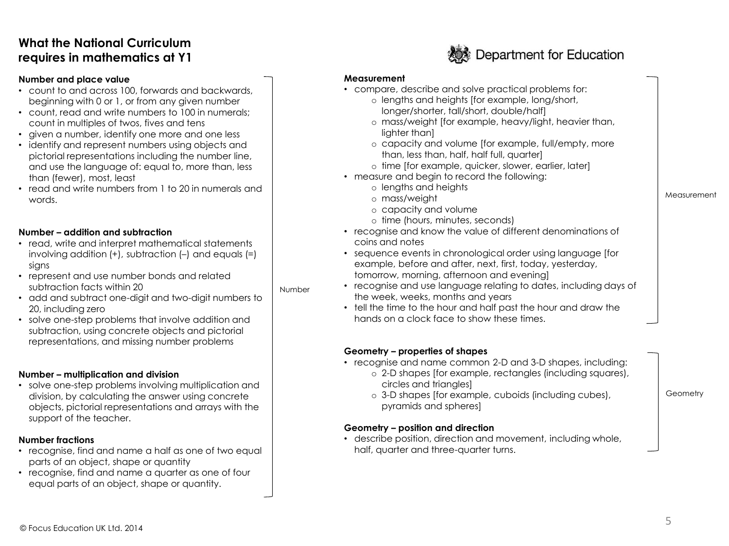# What the National Curriculum requires in mathematics at Y1

Department for Education

## Number

### Number and place value

- count to and across 100, forwards and backwards, beginning with 0 or 1, or from any given number
- count, read and write numbers to 100 in numerals; count in multiples of twos, fives and tens
- given a number, identify one more and one less
- identify and represent numbers using objects and pictorial representations including the number line, and use the language of: equal to, more than, less than (fewer), most, least
- read and write numbers from 1 to 20 in numerals and words.

### Number – addition and subtraction

- read, write and interpret mathematical statements involving addition (+), subtraction (–) and equals (=) signs
- represent and use number bonds and related subtraction facts within 20
- add and subtract one-digit and two-digit numbers to 20, including zero
- solve one-step problems that involve addition and subtraction, using concrete objects and pictorial representations, and missing number problems

### Number – multiplication and division

- solve one-step problems involving multiplication and division, by calculating the answer using concrete objects, pictorial representations and arrays with the support of the teacher.

### Number fractions

- recognise, find and name a half as one of two equal parts of an object, shape or quantity
- recognise, find and name a quarter as one of four equal parts of an object, shape or quantity.

## Measurement

### Measurement

- compare, describe and solve practical problems for:
  - lengths and heights [for example, long/short, longer/shorter, tall/short, double/half]
  - mass/weight [for example, heavy/light, heavier than, lighter than]
  - capacity and volume [for example, full/empty, more than, less than, half, half full, quarter]
  - time [for example, quicker, slower, earlier, later]
- measure and begin to record the following:
  - lengths and heights
  - mass/weight
  - capacity and volume
  - time (hours, minutes, seconds)
- recognise and know the value of different denominations of coins and notes
- sequence events in chronological order using language [for example, before and after, next, first, today, yesterday, tomorrow, morning, afternoon and evening]
- recognise and use language relating to dates, including days of the week, weeks, months and years
- tell the time to the hour and half past the hour and draw the hands on a clock face to show these times.

## Geometry

### Geometry – properties of shapes

- recognise and name common 2-D and 3-D shapes, including:
  - 2-D shapes [for example, rectangles (including squares), circles and triangles]
  - 3-D shapes [for example, cuboids (including cubes), pyramids and spheres]

### Geometry – position and direction

- describe position, direction and movement, including whole, half, quarter and three-quarter turns.

© Focus Education UK Ltd. 2014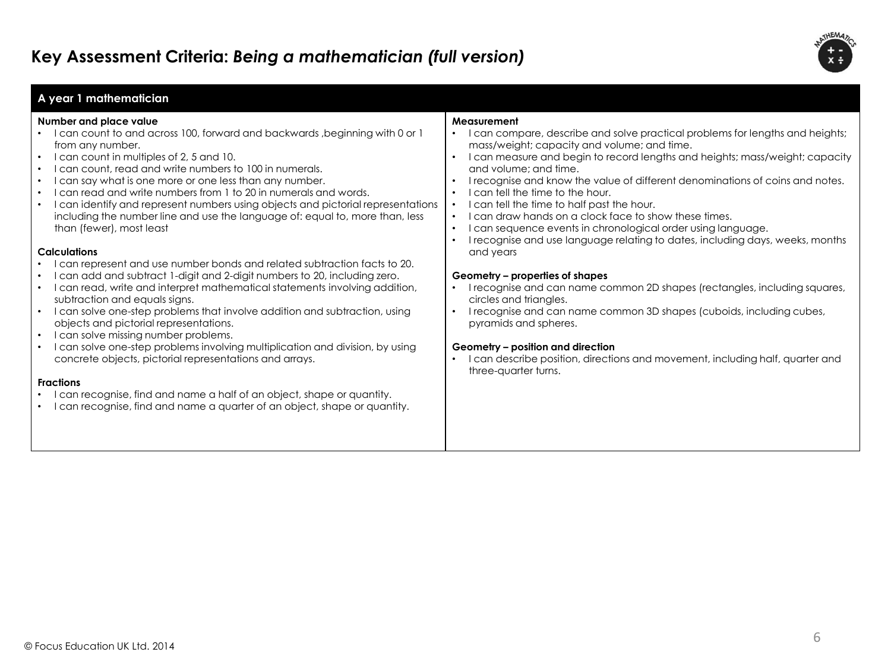# Key Assessment Criteria: *Being a mathematician (full version)*

## A year 1 mathematician

**Number and place value**

- I can count to and across 100, forward and backwards ,beginning with 0 or 1 from any number.
- I can count in multiples of 2, 5 and 10.
- I can count, read and write numbers to 100 in numerals.
- I can say what is one more or one less than any number.
- I can read and write numbers from 1 to 20 in numerals and words.
- I can identify and represent numbers using objects and pictorial representations including the number line and use the language of: equal to, more than, less than (fewer), most least

**Calculations**

- I can represent and use number bonds and related subtraction facts to 20.
- I can add and subtract 1-digit and 2-digit numbers to 20, including zero.
- I can read, write and interpret mathematical statements involving addition, subtraction and equals signs.
- I can solve one-step problems that involve addition and subtraction, using objects and pictorial representations.
- I can solve missing number problems.
- I can solve one-step problems involving multiplication and division, by using concrete objects, pictorial representations and arrays.

**Fractions**

- I can recognise, find and name a half of an object, shape or quantity.
- I can recognise, find and name a quarter of an object, shape or quantity.

**Measurement**

- I can compare, describe and solve practical problems for lengths and heights; mass/weight; capacity and volume; and time.
- I can measure and begin to record lengths and heights; mass/weight; capacity and volume; and time.
- I recognise and know the value of different denominations of coins and notes.
- I can tell the time to the hour.
- I can tell the time to half past the hour.
- I can draw hands on a clock face to show these times.
- I can sequence events in chronological order using language.
- I recognise and use language relating to dates, including days, weeks, months and years

**Geometry – properties of shapes**

- I recognise and can name common 2D shapes (rectangles, including squares, circles and triangles.
- I recognise and can name common 3D shapes (cuboids, including cubes, pyramids and spheres.

**Geometry – position and direction**

- I can describe position, directions and movement, including half, quarter and three-quarter turns.

© Focus Education UK Ltd. 2014